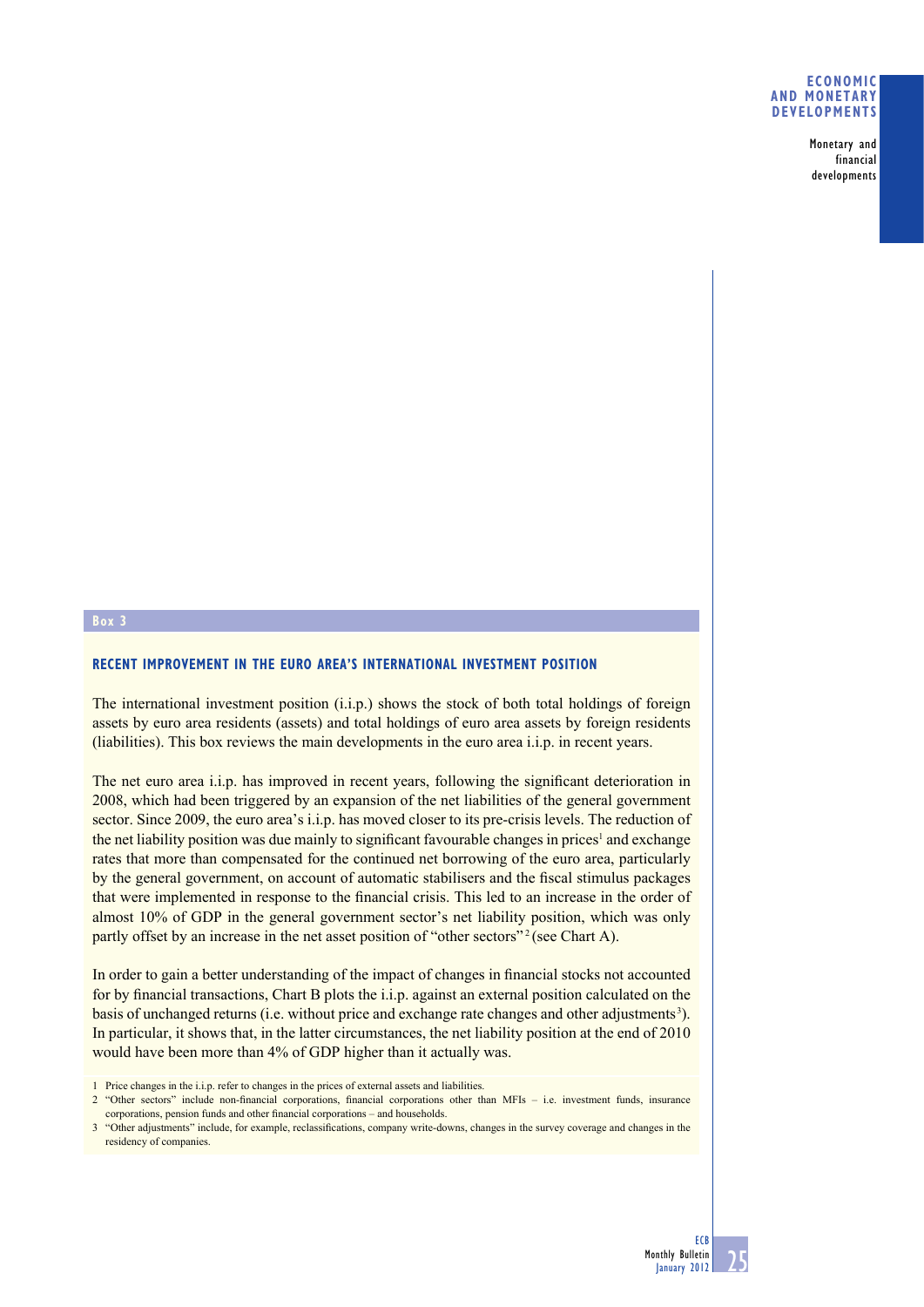**Box 3**

## RECENT IMPROVEMENT IN THE EURO AREA'S INTERNATIONAL INVESTMENT POSITION

The international investment position (i.i.p.) shows the stock of both total holdings of foreign assets by euro area residents (assets) and total holdings of euro area assets by foreign residents (liabilities). This box reviews the main developments in the euro area i.i.p. in recent years.

The net euro area i.i.p. has improved in recent years, following the significant deterioration in 2008, which had been triggered by an expansion of the net liabilities of the general government sector. Since 2009, the euro area's i.i.p. has moved closer to its pre-crisis levels. The reduction of the net liability position was due mainly to significant favourable changes in prices[1] and exchange rates that more than compensated for the continued net borrowing of the euro area, particularly by the general government, on account of automatic stabilisers and the fiscal stimulus packages that were implemented in response to the financial crisis. This led to an increase in the order of almost 10% of GDP in the general government sector's net liability position, which was only partly offset by an increase in the net asset position of "other sectors"[2] (see Chart A).

In order to gain a better understanding of the impact of changes in financial stocks not accounted for by financial transactions, Chart B plots the i.i.p. against an external position calculated on the basis of unchanged returns (i.e. without price and exchange rate changes and other adjustments[3]). In particular, it shows that, in the latter circumstances, the net liability position at the end of 2010 would have been more than 4% of GDP higher than it actually was.

1 Price changes in the i.i.p. refer to changes in the prices of external assets and liabilities.

2 "Other sectors" include non-financial corporations, financial corporations other than MFIs – i.e. investment funds, insurance corporations, pension funds and other financial corporations – and households.

3 "Other adjustments" include, for example, reclassifications, company write-downs, changes in the survey coverage and changes in the residency of companies.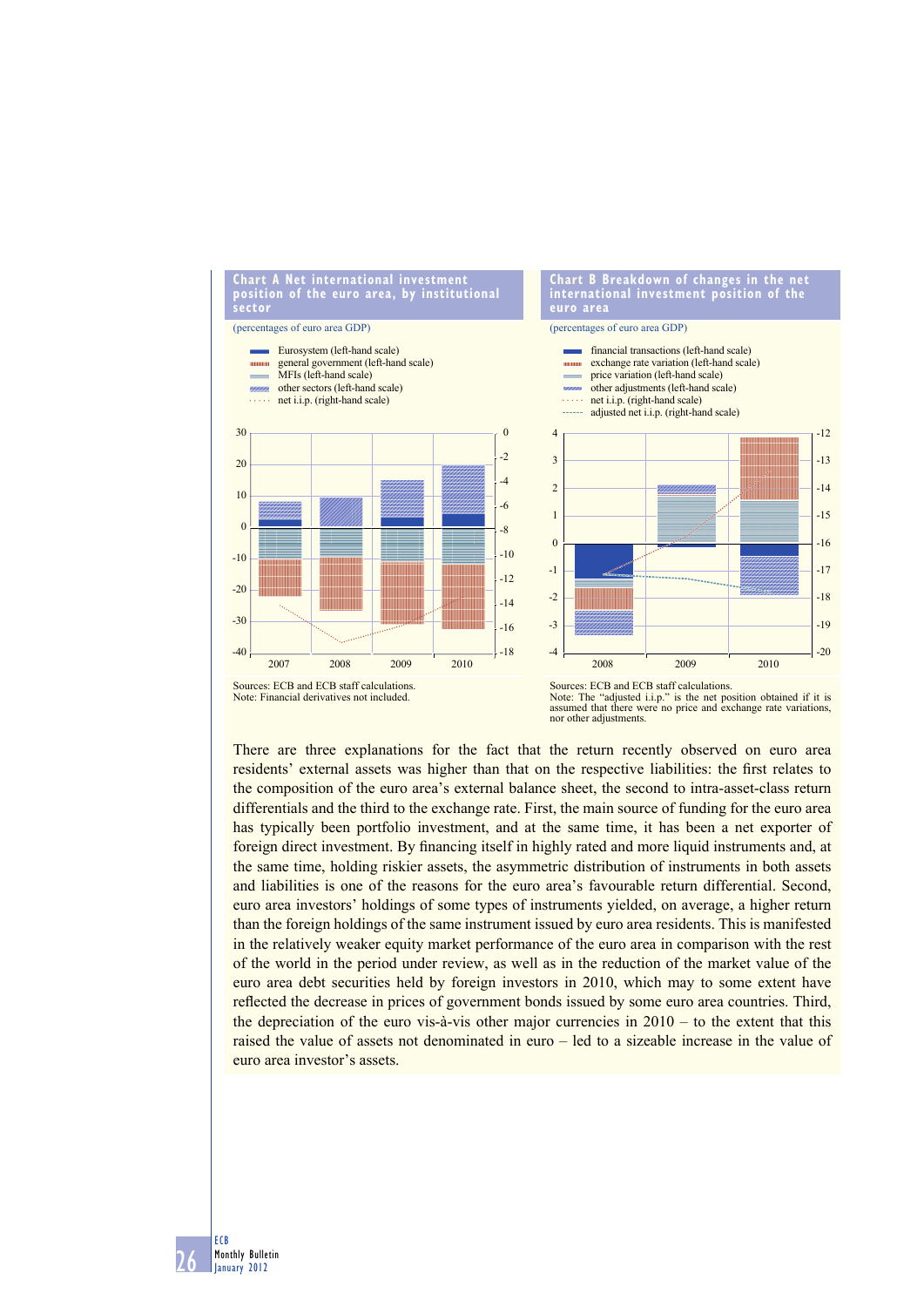**Chart A Net international investment position of the euro area, by institutional sector**

(percentages of euro area GDP)

Eurosystem (left-hand scale)
general government (left-hand scale)
MFIs (left-hand scale)
other sectors (left-hand scale)
net i.i.p. (right-hand scale)

30
20
10
0
-10
-20
-30
-40

0
-2
-4
-6
-8
-10
-12
-14
-16
-18

2007
2008
2009
2010

Sources: ECB and ECB staff calculations.
Note: Financial derivatives not included.

**Chart B Breakdown of changes in the net international investment position of the euro area**

(percentages of euro area GDP)

financial transactions (left-hand scale)
exchange rate variation (left-hand scale)
price variation (left-hand scale)
other adjustments (left-hand scale)
net i.i.p. (right-hand scale)
adjusted net i.i.p. (right-hand scale)

4
3
2
1
0
-1
-2
-3
-4

-12
-13
-14
-15
-16
-17
-18
-19
-20

2008
2009
2010

Sources: ECB and ECB staff calculations.
Note: The "adjusted i.i.p." is the net position obtained if it is assumed that there were no price and exchange rate variations, nor other adjustments.

There are three explanations for the fact that the return recently observed on euro area residents' external assets was higher than that on the respective liabilities: the first relates to the composition of the euro area's external balance sheet, the second to intra-asset-class return differentials and the third to the exchange rate. First, the main source of funding for the euro area has typically been portfolio investment, and at the same time, it has been a net exporter of foreign direct investment. By financing itself in highly rated and more liquid instruments and, at the same time, holding riskier assets, the asymmetric distribution of instruments in both assets and liabilities is one of the reasons for the euro area's favourable return differential. Second, euro area investors' holdings of some types of instruments yielded, on average, a higher return than the foreign holdings of the same instrument issued by euro area residents. This is manifested in the relatively weaker equity market performance of the euro area in comparison with the rest of the world in the period under review, as well as in the reduction of the market value of the euro area debt securities held by foreign investors in 2010, which may to some extent have reflected the decrease in prices of government bonds issued by some euro area countries. Third, the depreciation of the euro vis-à-vis other major currencies in 2010 – to the extent that this raised the value of assets not denominated in euro – led to a sizeable increase in the value of euro area investor's assets.